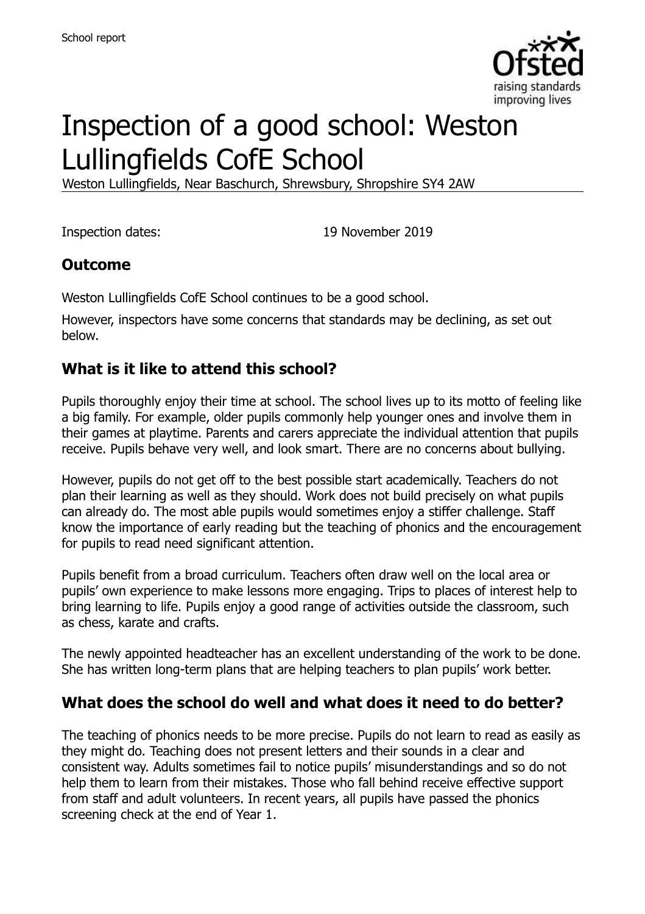School report

# Inspection of a good school: Weston Lullingfields CofE School

Weston Lullingfields, Near Baschurch, Shrewsbury, Shropshire SY4 2AW

Inspection dates: 19 November 2019

## Outcome

Weston Lullingfields CofE School continues to be a good school.

However, inspectors have some concerns that standards may be declining, as set out below.

## What is it like to attend this school?

Pupils thoroughly enjoy their time at school. The school lives up to its motto of feeling like a big family. For example, older pupils commonly help younger ones and involve them in their games at playtime. Parents and carers appreciate the individual attention that pupils receive. Pupils behave very well, and look smart. There are no concerns about bullying.

However, pupils do not get off to the best possible start academically. Teachers do not plan their learning as well as they should. Work does not build precisely on what pupils can already do. The most able pupils would sometimes enjoy a stiffer challenge. Staff know the importance of early reading but the teaching of phonics and the encouragement for pupils to read need significant attention.

Pupils benefit from a broad curriculum. Teachers often draw well on the local area or pupils' own experience to make lessons more engaging. Trips to places of interest help to bring learning to life. Pupils enjoy a good range of activities outside the classroom, such as chess, karate and crafts.

The newly appointed headteacher has an excellent understanding of the work to be done. She has written long-term plans that are helping teachers to plan pupils' work better.

## What does the school do well and what does it need to do better?

The teaching of phonics needs to be more precise. Pupils do not learn to read as easily as they might do. Teaching does not present letters and their sounds in a clear and consistent way. Adults sometimes fail to notice pupils' misunderstandings and so do not help them to learn from their mistakes. Those who fall behind receive effective support from staff and adult volunteers. In recent years, all pupils have passed the phonics screening check at the end of Year 1.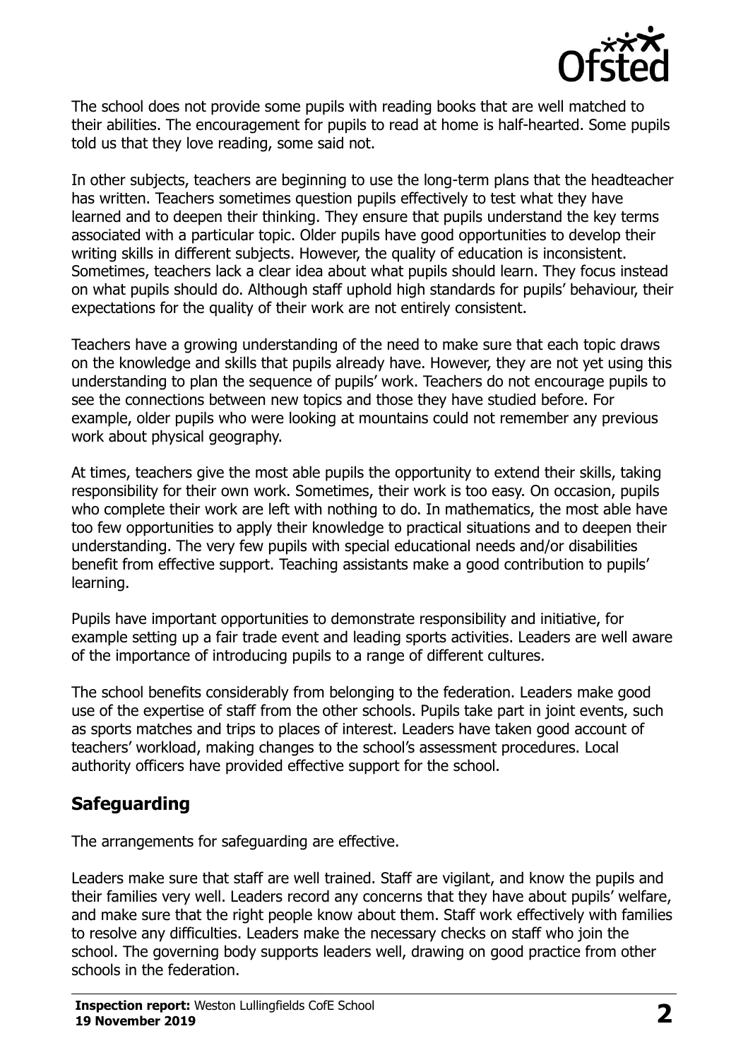The school does not provide some pupils with reading books that are well matched to their abilities. The encouragement for pupils to read at home is half-hearted. Some pupils told us that they love reading, some said not.

In other subjects, teachers are beginning to use the long-term plans that the headteacher has written. Teachers sometimes question pupils effectively to test what they have learned and to deepen their thinking. They ensure that pupils understand the key terms associated with a particular topic. Older pupils have good opportunities to develop their writing skills in different subjects. However, the quality of education is inconsistent. Sometimes, teachers lack a clear idea about what pupils should learn. They focus instead on what pupils should do. Although staff uphold high standards for pupils' behaviour, their expectations for the quality of their work are not entirely consistent.

Teachers have a growing understanding of the need to make sure that each topic draws on the knowledge and skills that pupils already have. However, they are not yet using this understanding to plan the sequence of pupils' work. Teachers do not encourage pupils to see the connections between new topics and those they have studied before. For example, older pupils who were looking at mountains could not remember any previous work about physical geography.

At times, teachers give the most able pupils the opportunity to extend their skills, taking responsibility for their own work. Sometimes, their work is too easy. On occasion, pupils who complete their work are left with nothing to do. In mathematics, the most able have too few opportunities to apply their knowledge to practical situations and to deepen their understanding. The very few pupils with special educational needs and/or disabilities benefit from effective support. Teaching assistants make a good contribution to pupils' learning.

Pupils have important opportunities to demonstrate responsibility and initiative, for example setting up a fair trade event and leading sports activities. Leaders are well aware of the importance of introducing pupils to a range of different cultures.

The school benefits considerably from belonging to the federation. Leaders make good use of the expertise of staff from the other schools. Pupils take part in joint events, such as sports matches and trips to places of interest. Leaders have taken good account of teachers' workload, making changes to the school's assessment procedures. Local authority officers have provided effective support for the school.

## Safeguarding

The arrangements for safeguarding are effective.

Leaders make sure that staff are well trained. Staff are vigilant, and know the pupils and their families very well. Leaders record any concerns that they have about pupils' welfare, and make sure that the right people know about them. Staff work effectively with families to resolve any difficulties. Leaders make the necessary checks on staff who join the school. The governing body supports leaders well, drawing on good practice from other schools in the federation.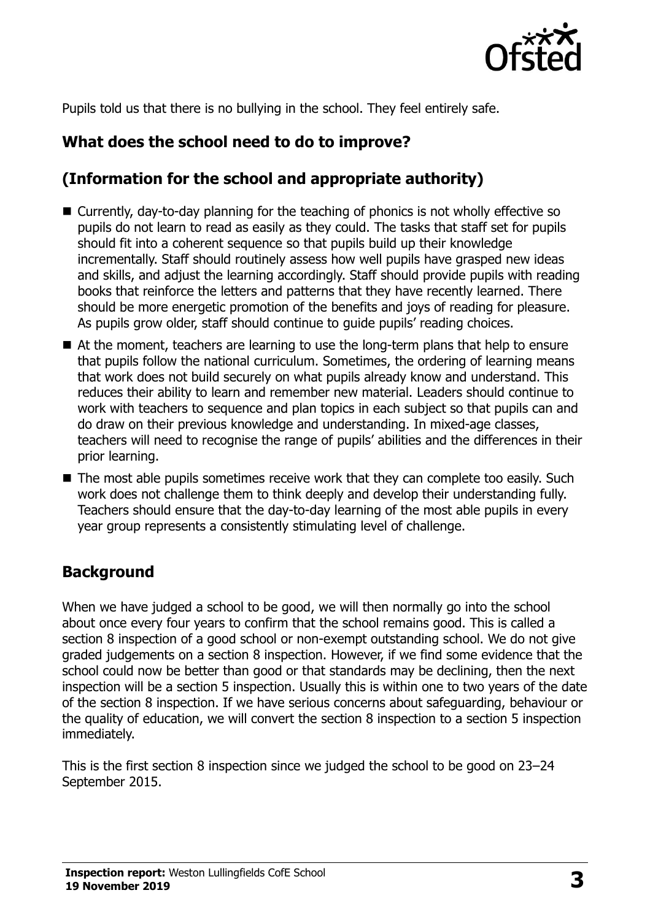Pupils told us that there is no bullying in the school. They feel entirely safe.

## What does the school need to do to improve?

## (Information for the school and appropriate authority)

- Currently, day-to-day planning for the teaching of phonics is not wholly effective so pupils do not learn to read as easily as they could. The tasks that staff set for pupils should fit into a coherent sequence so that pupils build up their knowledge incrementally. Staff should routinely assess how well pupils have grasped new ideas and skills, and adjust the learning accordingly. Staff should provide pupils with reading books that reinforce the letters and patterns that they have recently learned. There should be more energetic promotion of the benefits and joys of reading for pleasure. As pupils grow older, staff should continue to guide pupils' reading choices.
- At the moment, teachers are learning to use the long-term plans that help to ensure that pupils follow the national curriculum. Sometimes, the ordering of learning means that work does not build securely on what pupils already know and understand. This reduces their ability to learn and remember new material. Leaders should continue to work with teachers to sequence and plan topics in each subject so that pupils can and do draw on their previous knowledge and understanding. In mixed-age classes, teachers will need to recognise the range of pupils' abilities and the differences in their prior learning.
- The most able pupils sometimes receive work that they can complete too easily. Such work does not challenge them to think deeply and develop their understanding fully. Teachers should ensure that the day-to-day learning of the most able pupils in every year group represents a consistently stimulating level of challenge.

## Background

When we have judged a school to be good, we will then normally go into the school about once every four years to confirm that the school remains good. This is called a section 8 inspection of a good school or non-exempt outstanding school. We do not give graded judgements on a section 8 inspection. However, if we find some evidence that the school could now be better than good or that standards may be declining, then the next inspection will be a section 5 inspection. Usually this is within one to two years of the date of the section 8 inspection. If we have serious concerns about safeguarding, behaviour or the quality of education, we will convert the section 8 inspection to a section 5 inspection immediately.

This is the first section 8 inspection since we judged the school to be good on 23–24 September 2015.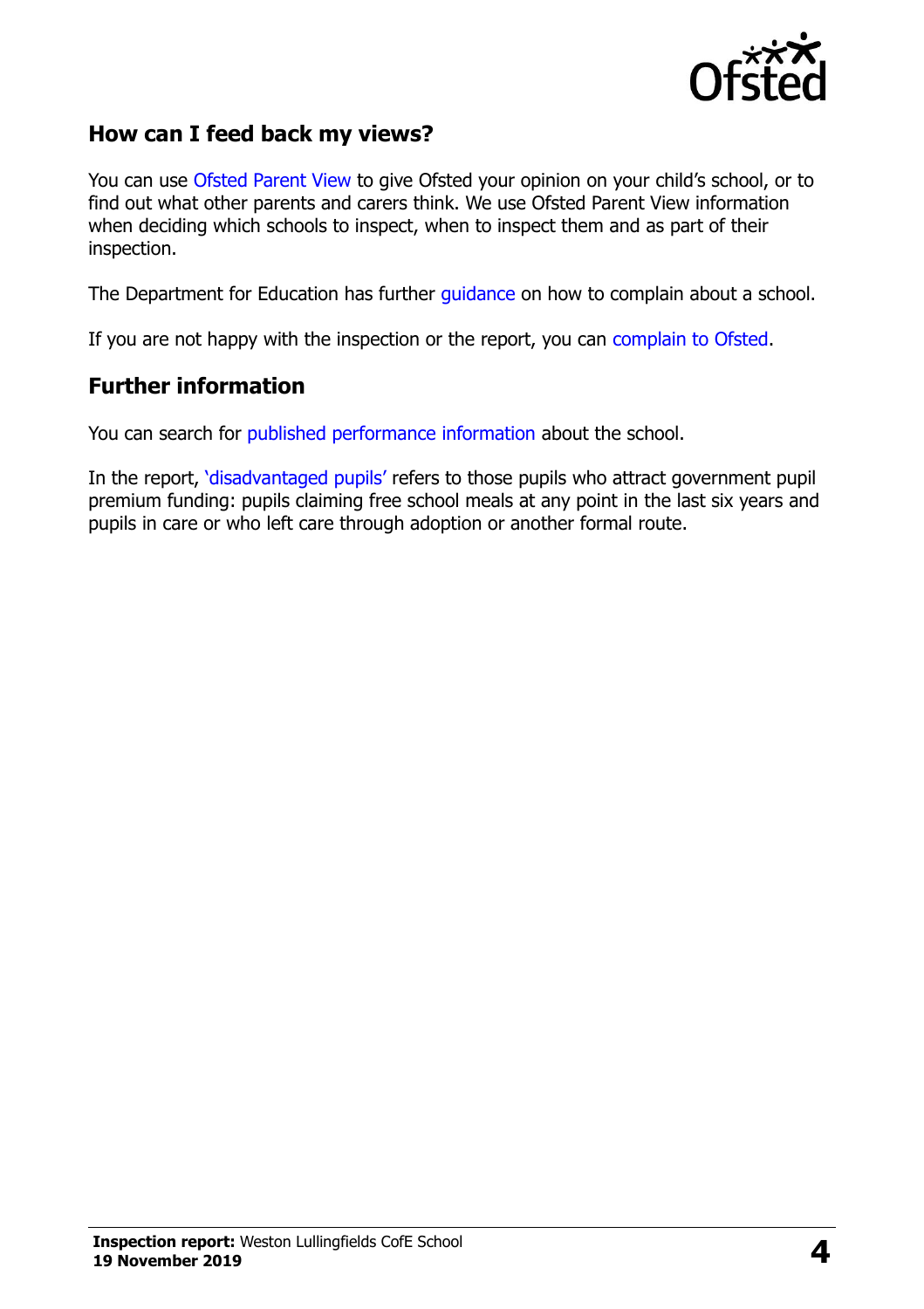## How can I feed back my views?

You can use Ofsted Parent View to give Ofsted your opinion on your child's school, or to find out what other parents and carers think. We use Ofsted Parent View information when deciding which schools to inspect, when to inspect them and as part of their inspection.

The Department for Education has further guidance on how to complain about a school.

If you are not happy with the inspection or the report, you can complain to Ofsted.

## Further information

You can search for published performance information about the school.

In the report, 'disadvantaged pupils' refers to those pupils who attract government pupil premium funding: pupils claiming free school meals at any point in the last six years and pupils in care or who left care through adoption or another formal route.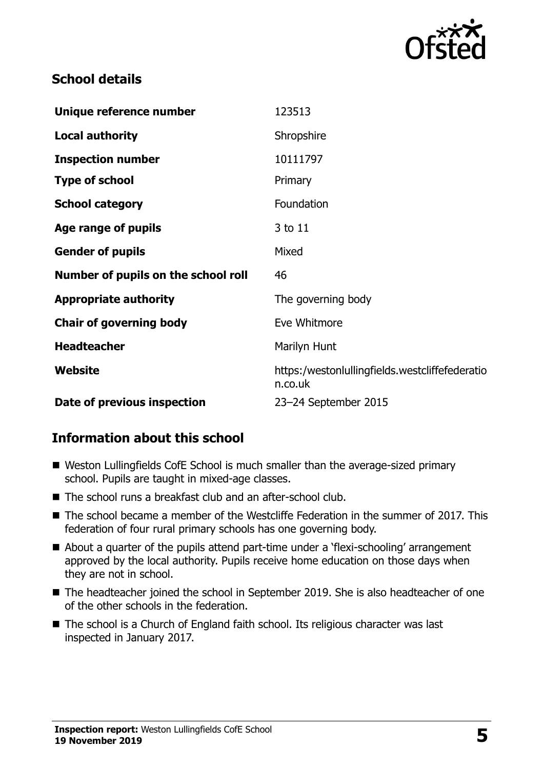## School details

| | |
|---|---|
| **Unique reference number** | 123513 |
| **Local authority** | Shropshire |
| **Inspection number** | 10111797 |
| **Type of school** | Primary |
| **School category** | Foundation |
| **Age range of pupils** | 3 to 11 |
| **Gender of pupils** | Mixed |
| **Number of pupils on the school roll** | 46 |
| **Appropriate authority** | The governing body |
| **Chair of governing body** | Eve Whitmore |
| **Headteacher** | Marilyn Hunt |
| **Website** | https:/westonlullingfields.westcliffefederation.co.uk |
| **Date of previous inspection** | 23–24 September 2015 |

## Information about this school

- Weston Lullingfields CofE School is much smaller than the average-sized primary school. Pupils are taught in mixed-age classes.
- The school runs a breakfast club and an after-school club.
- The school became a member of the Westcliffe Federation in the summer of 2017. This federation of four rural primary schools has one governing body.
- About a quarter of the pupils attend part-time under a 'flexi-schooling' arrangement approved by the local authority. Pupils receive home education on those days when they are not in school.
- The headteacher joined the school in September 2019. She is also headteacher of one of the other schools in the federation.
- The school is a Church of England faith school. Its religious character was last inspected in January 2017.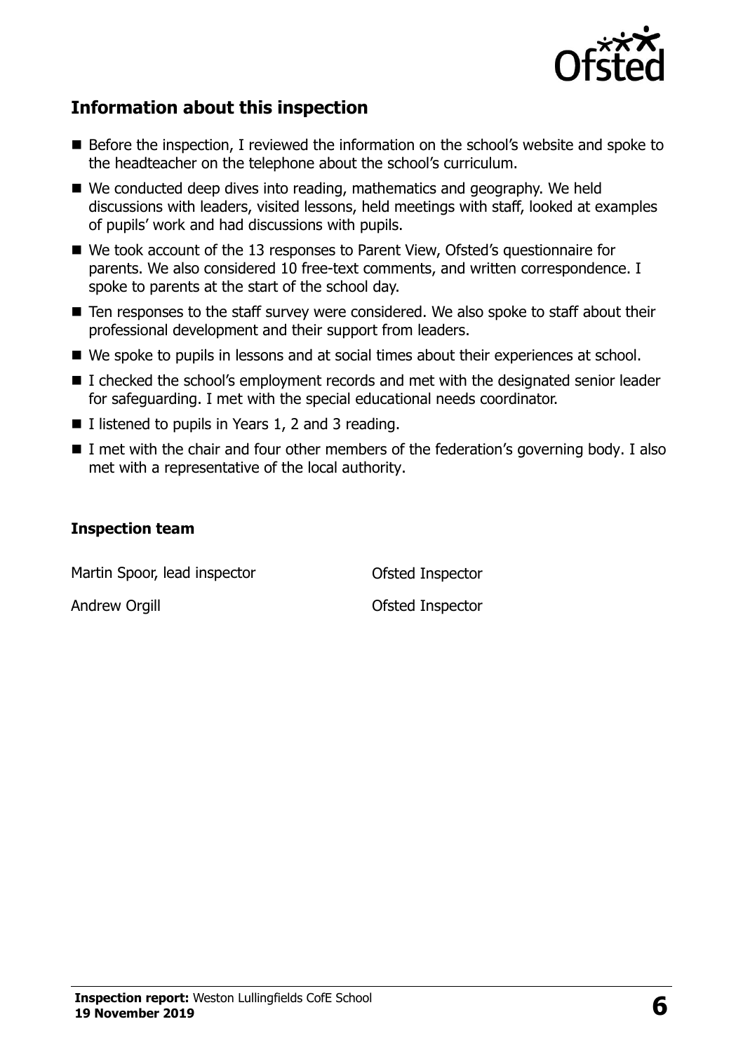## Information about this inspection

- Before the inspection, I reviewed the information on the school's website and spoke to the headteacher on the telephone about the school's curriculum.
- We conducted deep dives into reading, mathematics and geography. We held discussions with leaders, visited lessons, held meetings with staff, looked at examples of pupils' work and had discussions with pupils.
- We took account of the 13 responses to Parent View, Ofsted's questionnaire for parents. We also considered 10 free-text comments, and written correspondence. I spoke to parents at the start of the school day.
- Ten responses to the staff survey were considered. We also spoke to staff about their professional development and their support from leaders.
- We spoke to pupils in lessons and at social times about their experiences at school.
- I checked the school's employment records and met with the designated senior leader for safeguarding. I met with the special educational needs coordinator.
- I listened to pupils in Years 1, 2 and 3 reading.
- I met with the chair and four other members of the federation's governing body. I also met with a representative of the local authority.

### Inspection team

| | |
|---|---|
| Martin Spoor, lead inspector | Ofsted Inspector |
| Andrew Orgill | Ofsted Inspector |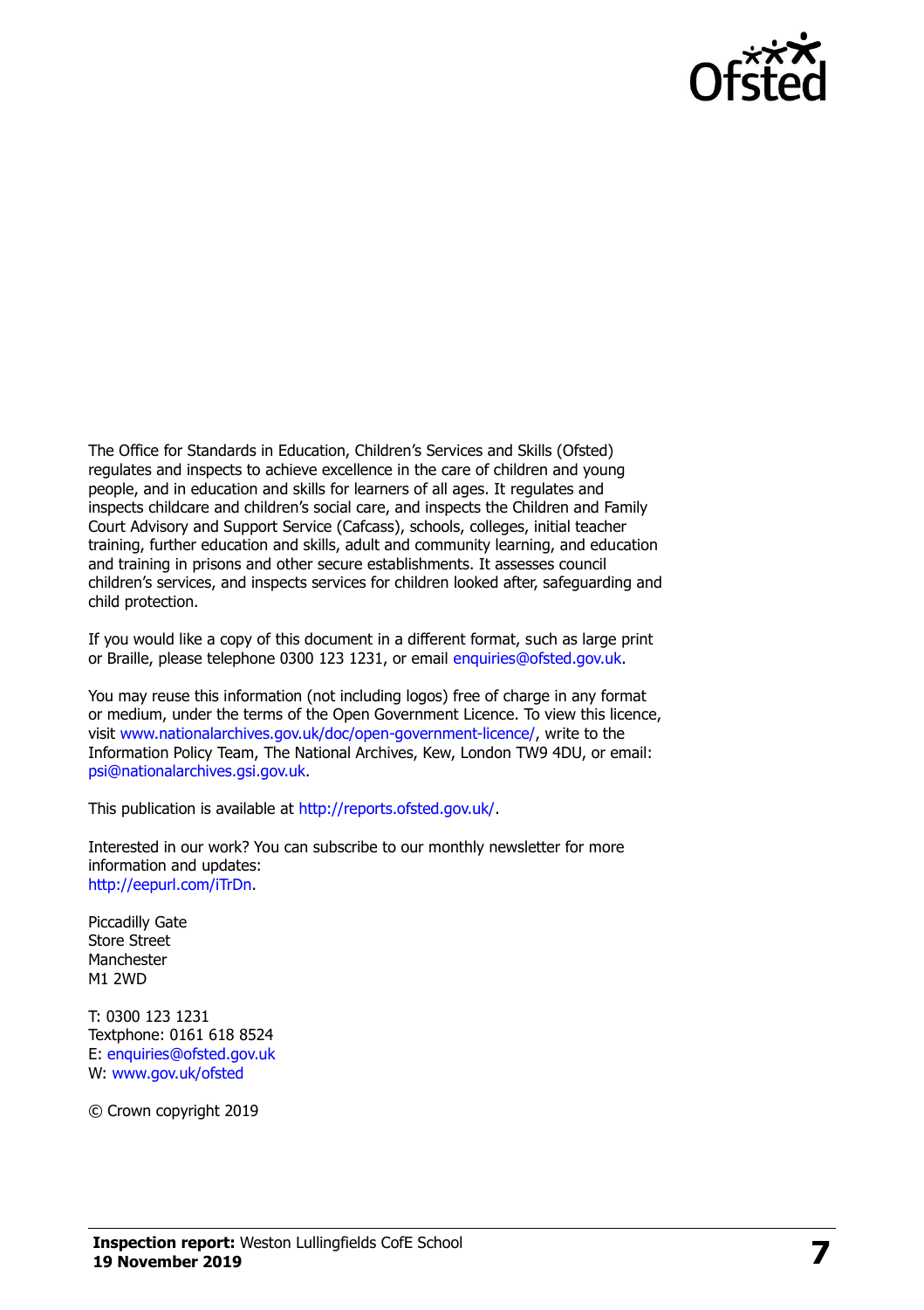The Office for Standards in Education, Children's Services and Skills (Ofsted) regulates and inspects to achieve excellence in the care of children and young people, and in education and skills for learners of all ages. It regulates and inspects childcare and children's social care, and inspects the Children and Family Court Advisory and Support Service (Cafcass), schools, colleges, initial teacher training, further education and skills, adult and community learning, and education and training in prisons and other secure establishments. It assesses council children's services, and inspects services for children looked after, safeguarding and child protection.

If you would like a copy of this document in a different format, such as large print or Braille, please telephone 0300 123 1231, or email enquiries@ofsted.gov.uk.

You may reuse this information (not including logos) free of charge in any format or medium, under the terms of the Open Government Licence. To view this licence, visit www.nationalarchives.gov.uk/doc/open-government-licence/, write to the Information Policy Team, The National Archives, Kew, London TW9 4DU, or email: psi@nationalarchives.gsi.gov.uk.

This publication is available at http://reports.ofsted.gov.uk/.

Interested in our work? You can subscribe to our monthly newsletter for more information and updates:
http://eepurl.com/iTrDn.

Piccadilly Gate
Store Street
Manchester
M1 2WD

T: 0300 123 1231
Textphone: 0161 618 8524
E: enquiries@ofsted.gov.uk
W: www.gov.uk/ofsted

© Crown copyright 2019